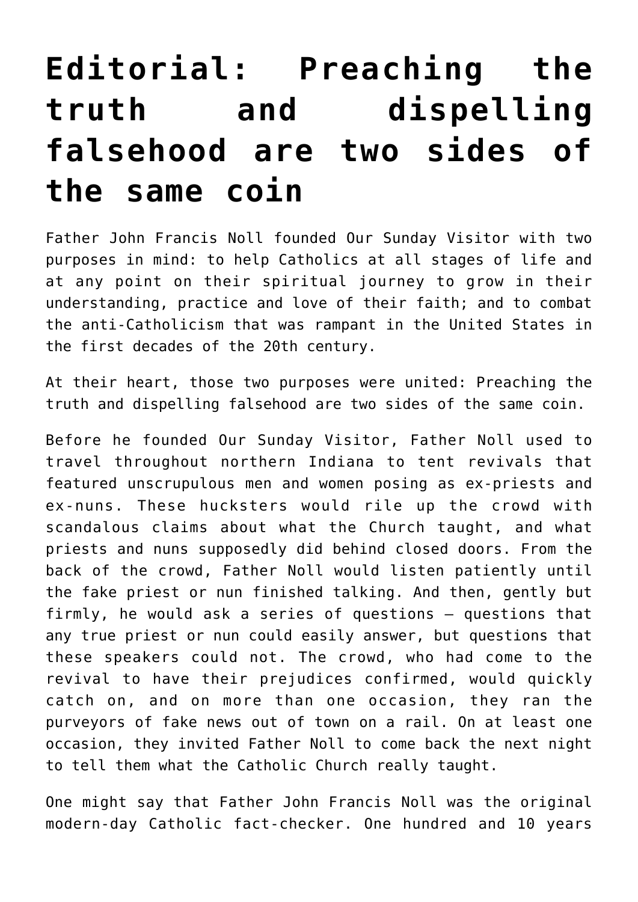# Editorial: Preaching the truth and dispelling falsehood are two sides of the same coin

Father John Francis Noll founded Our Sunday Visitor with two purposes in mind: to help Catholics at all stages of life and at any point on their spiritual journey to grow in their understanding, practice and love of their faith; and to combat the anti-Catholicism that was rampant in the United States in the first decades of the 20th century.

At their heart, those two purposes were united: Preaching the truth and dispelling falsehood are two sides of the same coin.

Before he founded Our Sunday Visitor, Father Noll used to travel throughout northern Indiana to tent revivals that featured unscrupulous men and women posing as ex-priests and ex-nuns. These hucksters would rile up the crowd with scandalous claims about what the Church taught, and what priests and nuns supposedly did behind closed doors. From the back of the crowd, Father Noll would listen patiently until the fake priest or nun finished talking. And then, gently but firmly, he would ask a series of questions — questions that any true priest or nun could easily answer, but questions that these speakers could not. The crowd, who had come to the revival to have their prejudices confirmed, would quickly catch on, and on more than one occasion, they ran the purveyors of fake news out of town on a rail. On at least one occasion, they invited Father Noll to come back the next night to tell them what the Catholic Church really taught.

One might say that Father John Francis Noll was the original modern-day Catholic fact-checker. One hundred and 10 years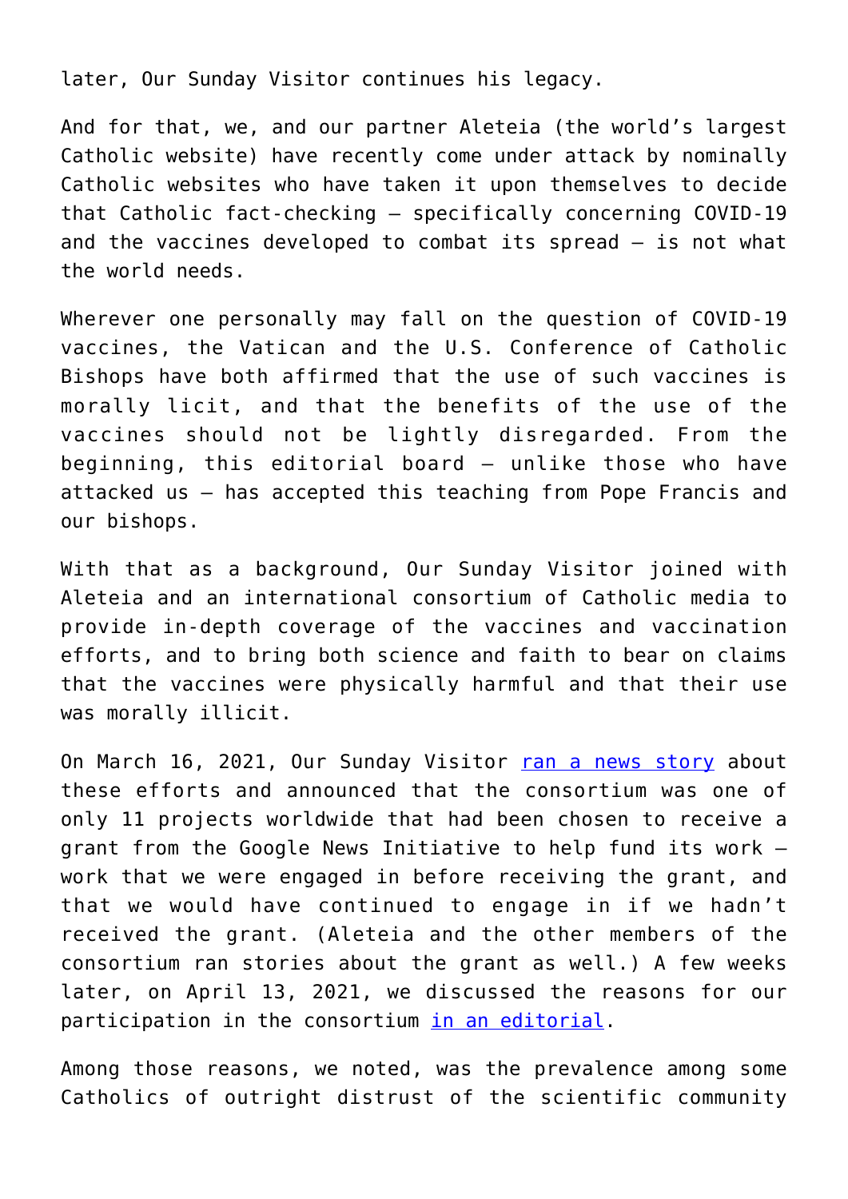later, Our Sunday Visitor continues his legacy.

And for that, we, and our partner Aleteia (the world's largest Catholic website) have recently come under attack by nominally Catholic websites who have taken it upon themselves to decide that Catholic fact-checking — specifically concerning COVID-19 and the vaccines developed to combat its spread — is not what the world needs.

Wherever one personally may fall on the question of COVID-19 vaccines, the Vatican and the U.S. Conference of Catholic Bishops have both affirmed that the use of such vaccines is morally licit, and that the benefits of the use of the vaccines should not be lightly disregarded. From the beginning, this editorial board — unlike those who have attacked us — has accepted this teaching from Pope Francis and our bishops.

With that as a background, Our Sunday Visitor joined with Aleteia and an international consortium of Catholic media to provide in-depth coverage of the vaccines and vaccination efforts, and to bring both science and faith to bear on claims that the vaccines were physically harmful and that their use was morally illicit.

On March 16, 2021, Our Sunday Visitor ran a news story about these efforts and announced that the consortium was one of only 11 projects worldwide that had been chosen to receive a grant from the Google News Initiative to help fund its work — work that we were engaged in before receiving the grant, and that we would have continued to engage in if we hadn't received the grant. (Aleteia and the other members of the consortium ran stories about the grant as well.) A few weeks later, on April 13, 2021, we discussed the reasons for our participation in the consortium in an editorial.

Among those reasons, we noted, was the prevalence among some Catholics of outright distrust of the scientific community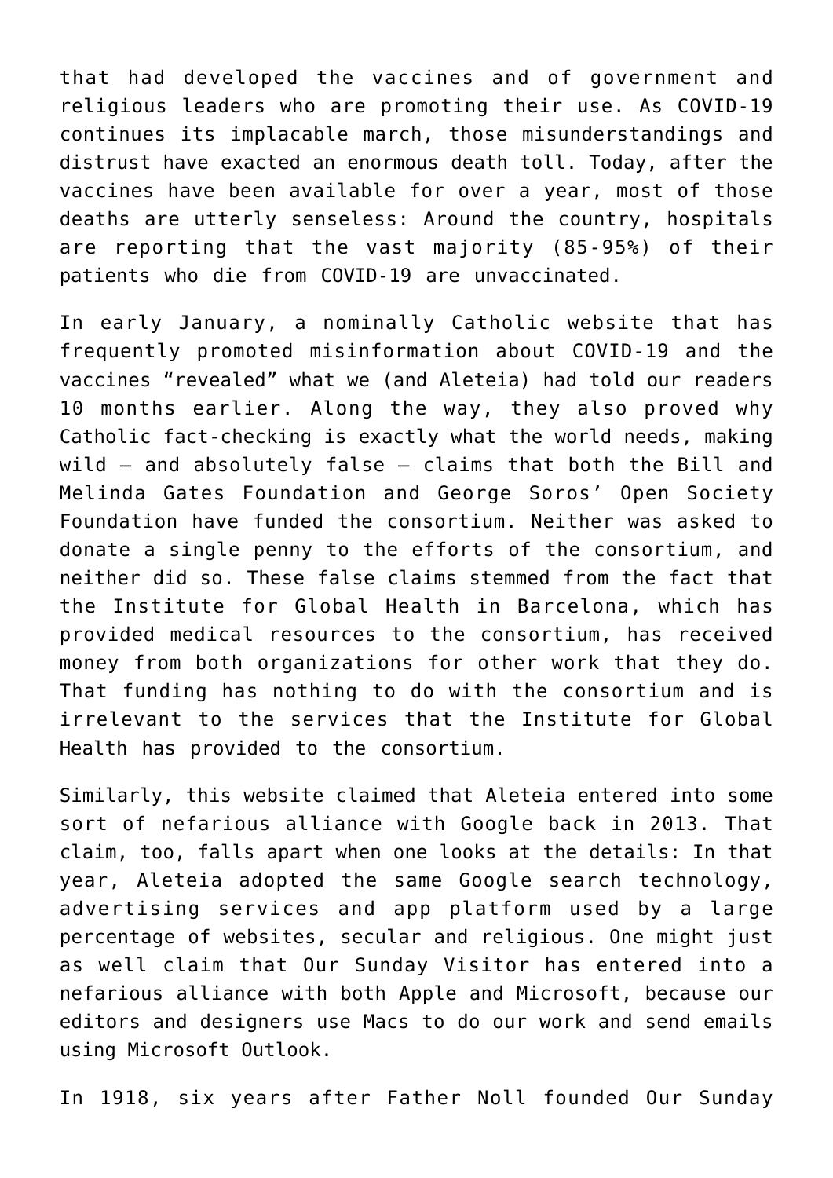that had developed the vaccines and of government and religious leaders who are promoting their use. As COVID-19 continues its implacable march, those misunderstandings and distrust have exacted an enormous death toll. Today, after the vaccines have been available for over a year, most of those deaths are utterly senseless: Around the country, hospitals are reporting that the vast majority (85-95%) of their patients who die from COVID-19 are unvaccinated.

In early January, a nominally Catholic website that has frequently promoted misinformation about COVID-19 and the vaccines "revealed" what we (and Aleteia) had told our readers 10 months earlier. Along the way, they also proved why Catholic fact-checking is exactly what the world needs, making wild — and absolutely false — claims that both the Bill and Melinda Gates Foundation and George Soros' Open Society Foundation have funded the consortium. Neither was asked to donate a single penny to the efforts of the consortium, and neither did so. These false claims stemmed from the fact that the Institute for Global Health in Barcelona, which has provided medical resources to the consortium, has received money from both organizations for other work that they do. That funding has nothing to do with the consortium and is irrelevant to the services that the Institute for Global Health has provided to the consortium.

Similarly, this website claimed that Aleteia entered into some sort of nefarious alliance with Google back in 2013. That claim, too, falls apart when one looks at the details: In that year, Aleteia adopted the same Google search technology, advertising services and app platform used by a large percentage of websites, secular and religious. One might just as well claim that Our Sunday Visitor has entered into a nefarious alliance with both Apple and Microsoft, because our editors and designers use Macs to do our work and send emails using Microsoft Outlook.

In 1918, six years after Father Noll founded Our Sunday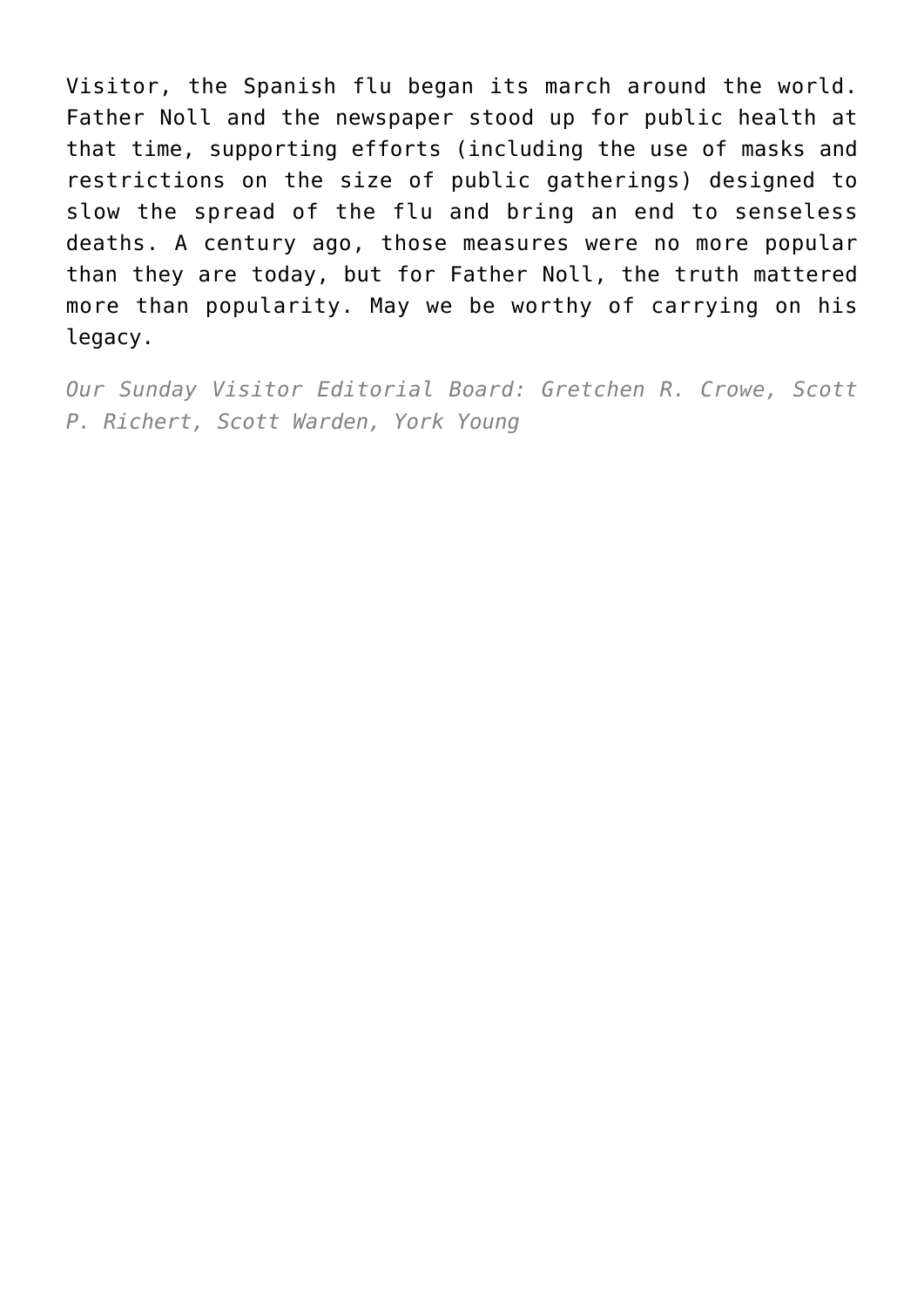Visitor, the Spanish flu began its march around the world. Father Noll and the newspaper stood up for public health at that time, supporting efforts (including the use of masks and restrictions on the size of public gatherings) designed to slow the spread of the flu and bring an end to senseless deaths. A century ago, those measures were no more popular than they are today, but for Father Noll, the truth mattered more than popularity. May we be worthy of carrying on his legacy.

*Our Sunday Visitor Editorial Board: Gretchen R. Crowe, Scott P. Richert, Scott Warden, York Young*